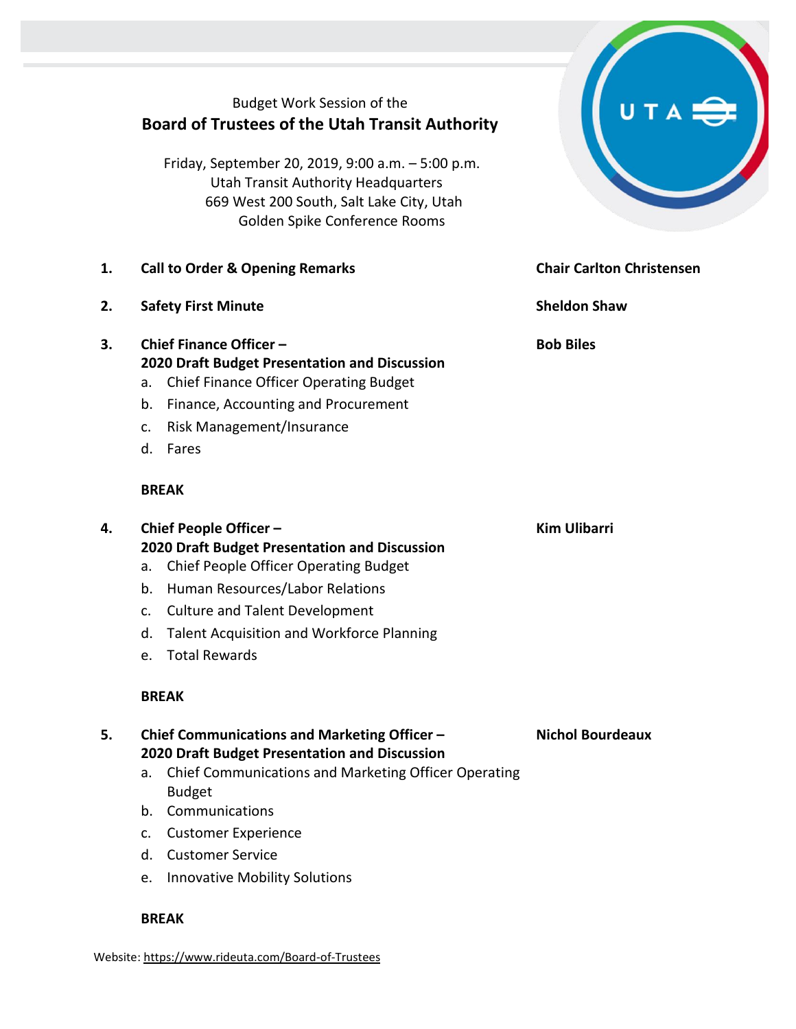Budget Work Session of the

# Board of Trustees of the Utah Transit Authority

Friday, September 20, 2019, 9:00 a.m. – 5:00 p.m.
Utah Transit Authority Headquarters
669 West 200 South, Salt Lake City, Utah
Golden Spike Conference Rooms

1. **Call to Order & Opening Remarks** — **Chair Carlton Christensen**

2. **Safety First Minute** — **Sheldon Shaw**

3. **Chief Finance Officer – 2020 Draft Budget Presentation and Discussion** — **Bob Biles**
   a. Chief Finance Officer Operating Budget
   b. Finance, Accounting and Procurement
   c. Risk Management/Insurance
   d. Fares

   **BREAK**

4. **Chief People Officer – 2020 Draft Budget Presentation and Discussion** — **Kim Ulibarri**
   a. Chief People Officer Operating Budget
   b. Human Resources/Labor Relations
   c. Culture and Talent Development
   d. Talent Acquisition and Workforce Planning
   e. Total Rewards

   **BREAK**

5. **Chief Communications and Marketing Officer – 2020 Draft Budget Presentation and Discussion** — **Nichol Bourdeaux**
   a. Chief Communications and Marketing Officer Operating Budget
   b. Communications
   c. Customer Experience
   d. Customer Service
   e. Innovative Mobility Solutions

   **BREAK**

Website: https://www.rideuta.com/Board-of-Trustees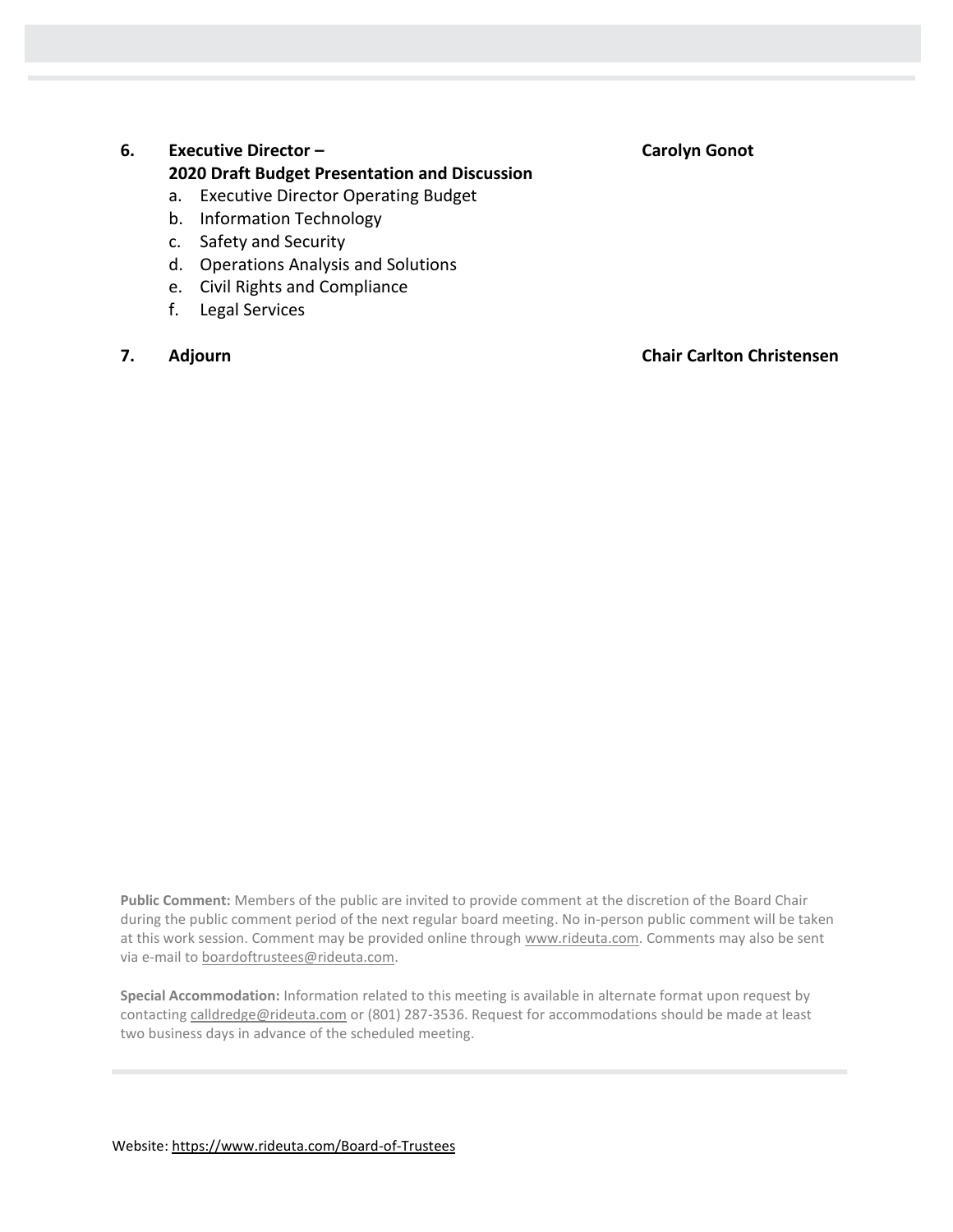**6. Executive Director – 2020 Draft Budget Presentation and Discussion** **Carolyn Gonot**

a. Executive Director Operating Budget
b. Information Technology
c. Safety and Security
d. Operations Analysis and Solutions
e. Civil Rights and Compliance
f. Legal Services

**7. Adjourn** **Chair Carlton Christensen**

**Public Comment:** Members of the public are invited to provide comment at the discretion of the Board Chair during the public comment period of the next regular board meeting. No in-person public comment will be taken at this work session. Comment may be provided online through www.rideuta.com. Comments may also be sent via e-mail to boardoftrustees@rideuta.com.

**Special Accommodation:** Information related to this meeting is available in alternate format upon request by contacting calldredge@rideuta.com or (801) 287-3536. Request for accommodations should be made at least two business days in advance of the scheduled meeting.

Website: https://www.rideuta.com/Board-of-Trustees